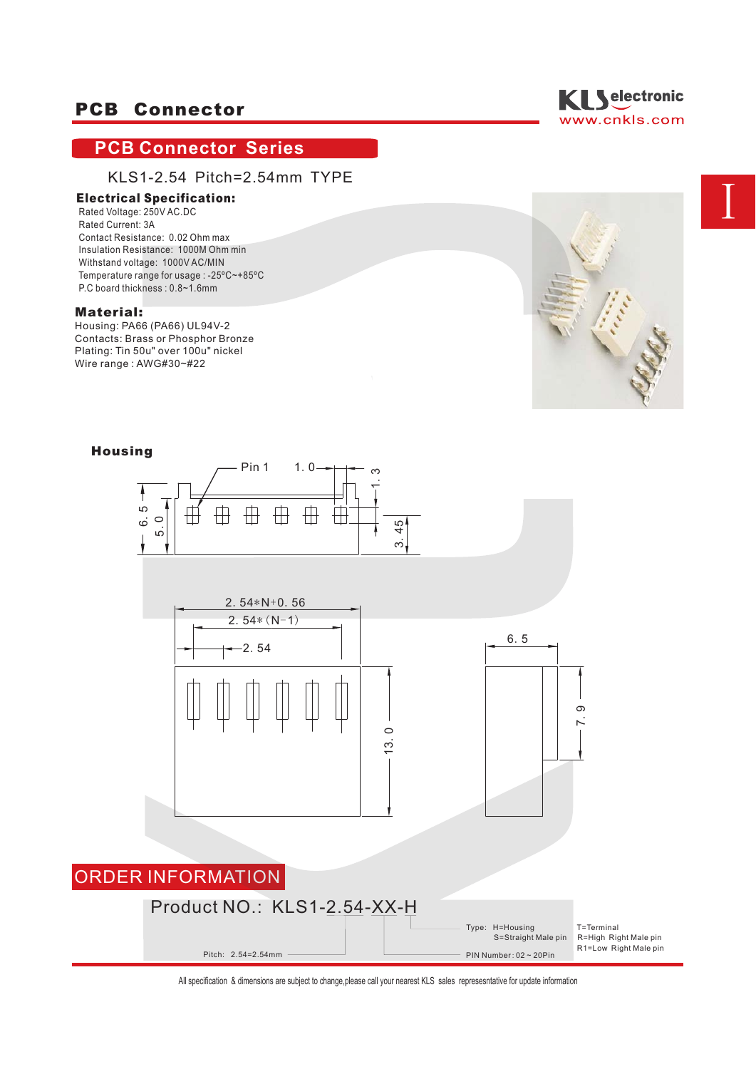# PCB Connector

KLS electronic
www.cnkls.com

## PCB Connector Series

KLS1-2.54 Pitch=2.54mm TYPE

### Electrical Specification:

Rated Voltage: 250V AC.DC
Rated Current: 3A
Contact Resistance: 0.02 Ohm max
Insulation Resistance: 1000M Ohm min
Withstand voltage: 1000V AC/MIN
Temperature range for usage : -25ºC~+85ºC
P.C board thickness : 0.8~1.6mm

### Material:

Housing: PA66 (PA66) UL94V-2
Contacts: Brass or Phosphor Bronze
Plating: Tin 50u" over 100u" nickel
Wire range : AWG#30~#22

### Housing

Pin 1 1.0 1.3 6.5 5.0 3.45

2.54*N+0.56
2.54*(N-1)
2.54
13.0
6.5
7.9

## ORDER INFORMATION

Product NO.: KLS1-2.54-XX-H

Pitch: 2.54=2.54mm

PIN Number: 02 ~ 20Pin

Type: H=Housing
S=Straight Male pin
T=Terminal
R=High Right Male pin
R1=Low Right Male pin

All specification & dimensions are subject to change,please call your nearest KLS sales represesntative for update information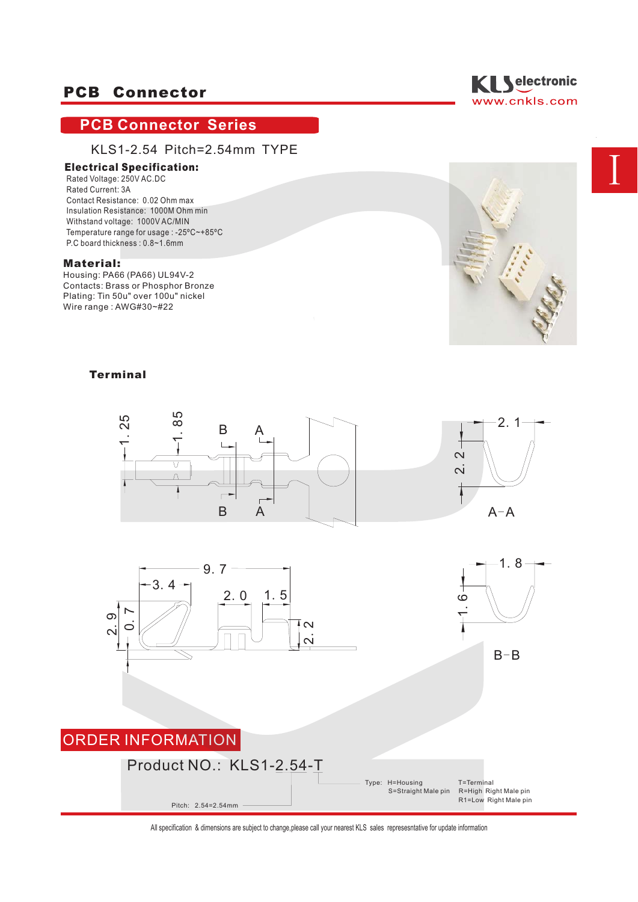# PCB Connector

## PCB Connector Series

KLS1-2.54 Pitch=2.54mm TYPE

### Electrical Specification:

Rated Voltage: 250V AC.DC
Rated Current: 3A
Contact Resistance: 0.02 Ohm max
Insulation Resistance: 1000M Ohm min
Withstand voltage: 1000V AC/MIN
Temperature range for usage : -25ºC~+85ºC
P.C board thickness : 0.8~1.6mm

### Material:

Housing: PA66 (PA66) UL94V-2
Contacts: Brass or Phosphor Bronze
Plating: Tin 50u" over 100u" nickel
Wire range : AWG#30~#22

### Terminal

1.25 1.85 B A B A 2.1 2.2 A-A

9.7 3.4 2.0 1.5 2.9 0.7 2.2 1.8 1.6 B-B

## ORDER INFORMATION

Product NO.: KLS1-2.54-T

Pitch: 2.54=2.54mm

Type: H=Housing T=Terminal
S=Straight Male pin R=High Right Male pin
R1=Low Right Male pin

All specification & dimensions are subject to change,please call your nearest KLS sales represesntative for update information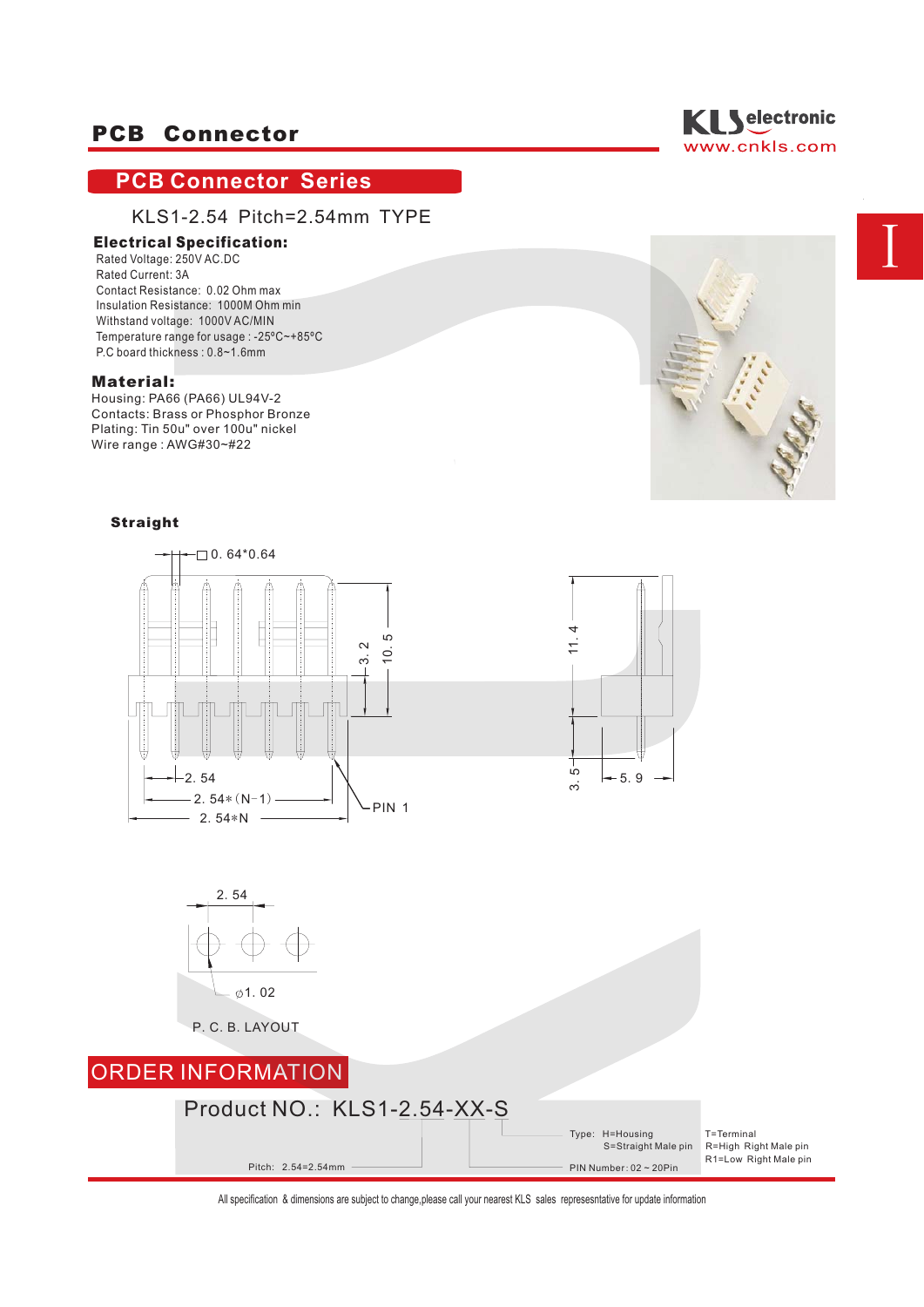# PCB Connector

## PCB Connector Series

### KLS1-2.54 Pitch=2.54mm TYPE

**Electrical Specification:**

Rated Voltage: 250V AC.DC
Rated Current: 3A
Contact Resistance: 0.02 Ohm max
Insulation Resistance: 1000M Ohm min
Withstand voltage: 1000V AC/MIN
Temperature range for usage : -25ºC~+85ºC
P.C board thickness : 0.8~1.6mm

**Material:**

Housing: PA66 (PA66) UL94V-2
Contacts: Brass or Phosphor Bronze
Plating: Tin 50u" over 100u" nickel
Wire range : AWG#30~#22

**Straight**

□0. 64*0.64

3. 2

10. 5

11. 4

3. 5

5. 9

2. 54

2. 54*(N-1)

2. 54*N

PIN 1

2. 54

∅1. 02

P. C. B. LAYOUT

## ORDER INFORMATION

Product NO.: KLS1-2.54-XX-S

Pitch: 2.54=2.54mm

PIN Number: 02 ~ 20Pin

Type: H=Housing
S=Straight Male pin
T=Terminal
R=High Right Male pin
R1=Low Right Male pin

All specification & dimensions are subject to change,please call your nearest KLS sales represesntative for update information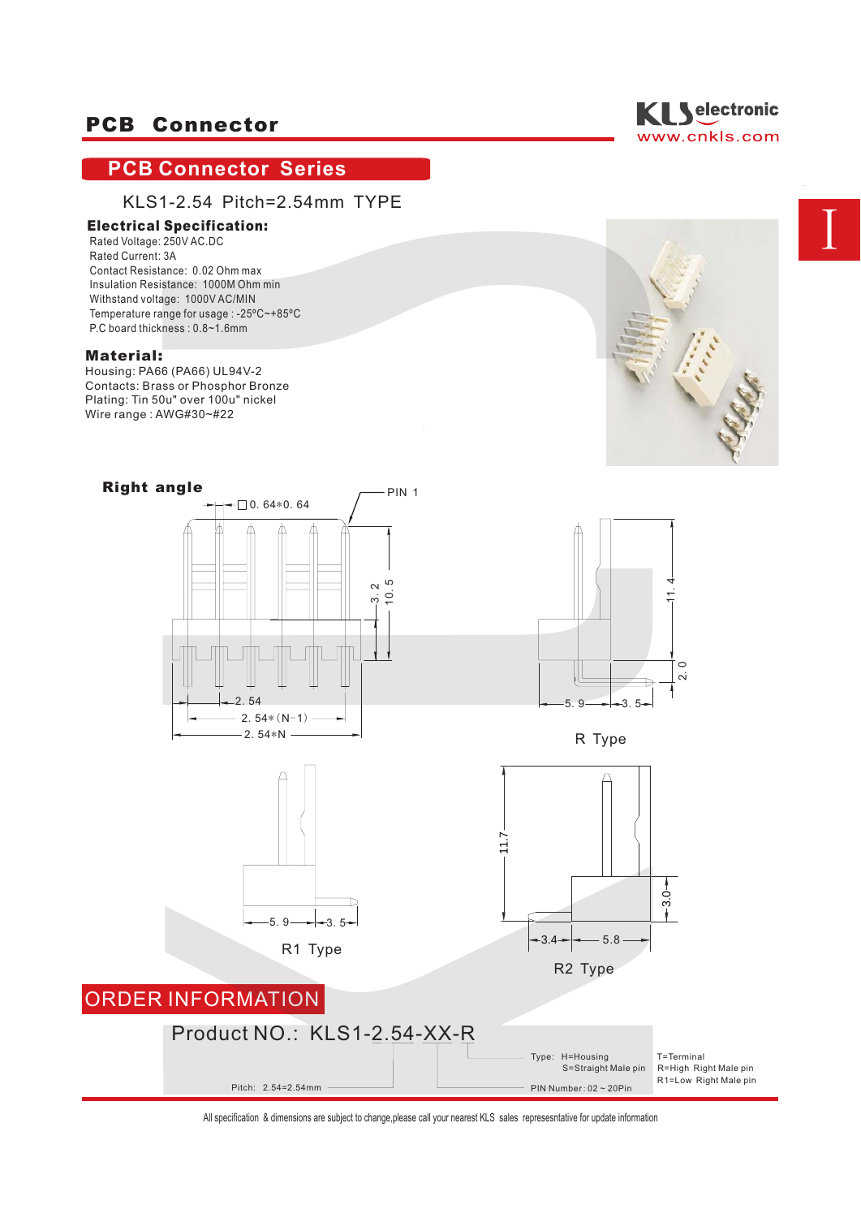# PCB Connector

KLS electronic
www.cnkls.com

## PCB Connector Series

KLS1-2.54 Pitch=2.54mm TYPE

### Electrical Specification:

Rated Voltage: 250V AC.DC
Rated Current: 3A
Contact Resistance: 0.02 Ohm max
Insulation Resistance: 1000M Ohm min
Withstand voltage: 1000V AC/MIN
Temperature range for usage : -25°C~+85°C
P.C board thickness : 0.8~1.6mm

### Material:

Housing: PA66 (PA66) UL94V-2
Contacts: Brass or Phosphor Bronze
Plating: Tin 50u" over 100u" nickel
Wire range : AWG#30~#22

### Right angle

PIN 1
□0. 64*0. 64
3. 2
10. 5
2. 54
2. 54*(N-1)
2. 54*N

11. 4
2. 0
5. 9
3. 5
R Type

5. 9
3. 5
R1 Type

11.7
3.0
3.4
5.8
R2 Type

## ORDER INFORMATION

Product NO.: KLS1-2.54-XX-R

Pitch: 2.54=2.54mm
PIN Number: 02 ~ 20Pin
Type: H=Housing
S=Straight Male pin
T=Terminal
R=High Right Male pin
R1=Low Right Male pin

All specification & dimensions are subject to change,please call your nearest KLS sales represesntative for update information